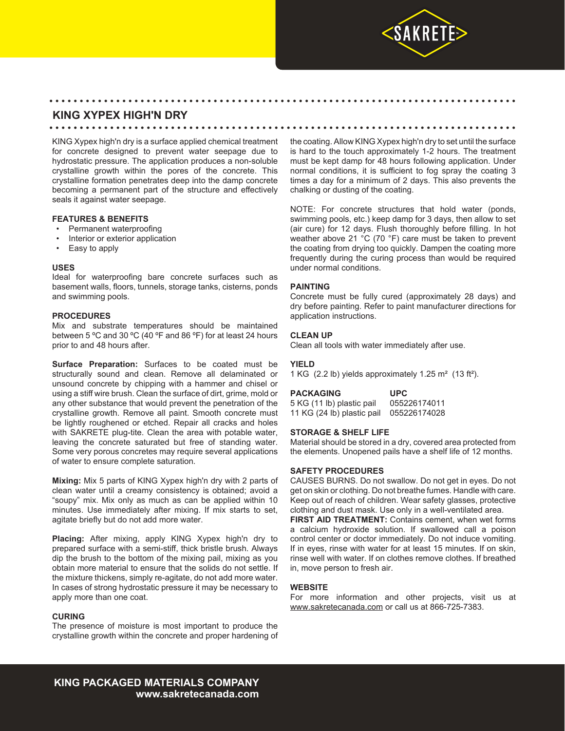# KING XYPEX HIGH'N DRY

KING Xypex high'n dry is a surface applied chemical treatment for concrete designed to prevent water seepage due to hydrostatic pressure. The application produces a non-soluble crystalline growth within the pores of the concrete. This crystalline formation penetrates deep into the damp concrete becoming a permanent part of the structure and effectively seals it against water seepage.

### FEATURES & BENEFITS

- Permanent waterproofing
- Interior or exterior application
- Easy to apply

### USES

Ideal for waterproofing bare concrete surfaces such as basement walls, floors, tunnels, storage tanks, cisterns, ponds and swimming pools.

### PROCEDURES

Mix and substrate temperatures should be maintained between 5 ºC and 30 ºC (40 ºF and 86 ºF) for at least 24 hours prior to and 48 hours after.

**Surface Preparation:** Surfaces to be coated must be structurally sound and clean. Remove all delaminated or unsound concrete by chipping with a hammer and chisel or using a stiff wire brush. Clean the surface of dirt, grime, mold or any other substance that would prevent the penetration of the crystalline growth. Remove all paint. Smooth concrete must be lightly roughened or etched. Repair all cracks and holes with SAKRETE plug-tite. Clean the area with potable water, leaving the concrete saturated but free of standing water. Some very porous concretes may require several applications of water to ensure complete saturation.

**Mixing:** Mix 5 parts of KING Xypex high'n dry with 2 parts of clean water until a creamy consistency is obtained; avoid a "soupy" mix. Mix only as much as can be applied within 10 minutes. Use immediately after mixing. If mix starts to set, agitate briefly but do not add more water.

**Placing:** After mixing, apply KING Xypex high'n dry to prepared surface with a semi-stiff, thick bristle brush. Always dip the brush to the bottom of the mixing pail, mixing as you obtain more material to ensure that the solids do not settle. If the mixture thickens, simply re-agitate, do not add more water. In cases of strong hydrostatic pressure it may be necessary to apply more than one coat.

### CURING

The presence of moisture is most important to produce the crystalline growth within the concrete and proper hardening of the coating. Allow KING Xypex high'n dry to set until the surface is hard to the touch approximately 1-2 hours. The treatment must be kept damp for 48 hours following application. Under normal conditions, it is sufficient to fog spray the coating 3 times a day for a minimum of 2 days. This also prevents the chalking or dusting of the coating.

NOTE: For concrete structures that hold water (ponds, swimming pools, etc.) keep damp for 3 days, then allow to set (air cure) for 12 days. Flush thoroughly before filling. In hot weather above 21 °C (70 °F) care must be taken to prevent the coating from drying too quickly. Dampen the coating more frequently during the curing process than would be required under normal conditions.

### PAINTING

Concrete must be fully cured (approximately 28 days) and dry before painting. Refer to paint manufacturer directions for application instructions.

### CLEAN UP

Clean all tools with water immediately after use.

### YIELD

1 KG (2.2 lb) yields approximately 1.25 m² (13 ft²).

| PACKAGING | UPC |
|---|---|
| 5 KG (11 lb) plastic pail | 055226174011 |
| 11 KG (24 lb) plastic pail | 055226174028 |

### STORAGE & SHELF LIFE

Material should be stored in a dry, covered area protected from the elements. Unopened pails have a shelf life of 12 months.

### SAFETY PROCEDURES

CAUSES BURNS. Do not swallow. Do not get in eyes. Do not get on skin or clothing. Do not breathe fumes. Handle with care. Keep out of reach of children. Wear safety glasses, protective clothing and dust mask. Use only in a well-ventilated area.

**FIRST AID TREATMENT:** Contains cement, when wet forms a calcium hydroxide solution. If swallowed call a poison control center or doctor immediately. Do not induce vomiting. If in eyes, rinse with water for at least 15 minutes. If on skin, rinse well with water. If on clothes remove clothes. If breathed in, move person to fresh air.

### WEBSITE

For more information and other projects, visit us at www.sakretecanada.com or call us at 866-725-7383.

**KING PACKAGED MATERIALS COMPANY**
**www.sakretecanada.com**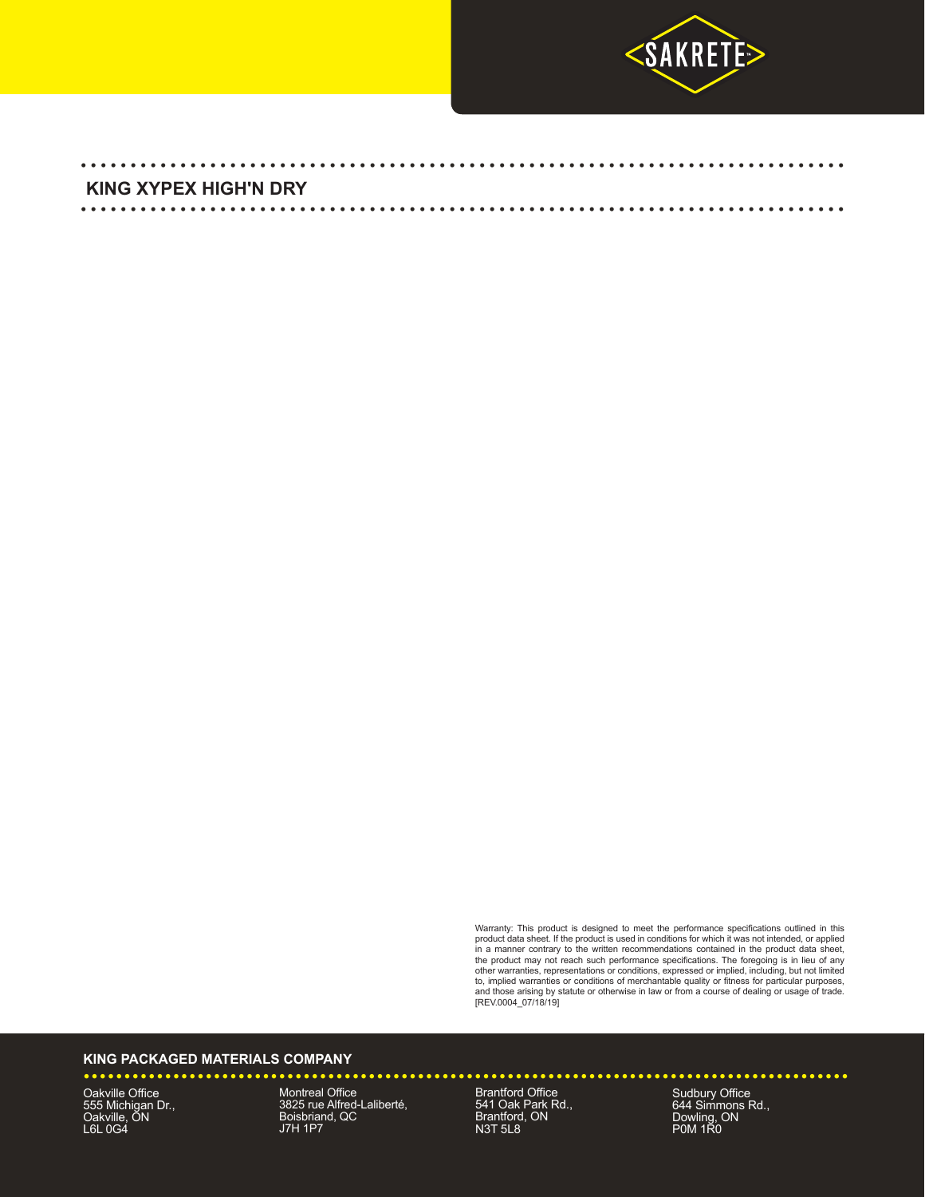## KING XYPEX HIGH'N DRY

Warranty: This product is designed to meet the performance specifications outlined in this product data sheet. If the product is used in conditions for which it was not intended, or applied in a manner contrary to the written recommendations contained in the product data sheet, the product may not reach such performance specifications. The foregoing is in lieu of any other warranties, representations or conditions, expressed or implied, including, but not limited to, implied warranties or conditions of merchantable quality or fitness for particular purposes, and those arising by statute or otherwise in law or from a course of dealing or usage of trade. [REV.0004_07/18/19]

**KING PACKAGED MATERIALS COMPANY**

Oakville Office
555 Michigan Dr.,
Oakville, ON
L6L 0G4

Montreal Office
3825 rue Alfred-Laliberté,
Boisbriand, QC
J7H 1P7

Brantford Office
541 Oak Park Rd.,
Brantford, ON
N3T 5L8

Sudbury Office
644 Simmons Rd.,
Dowling, ON
P0M 1R0